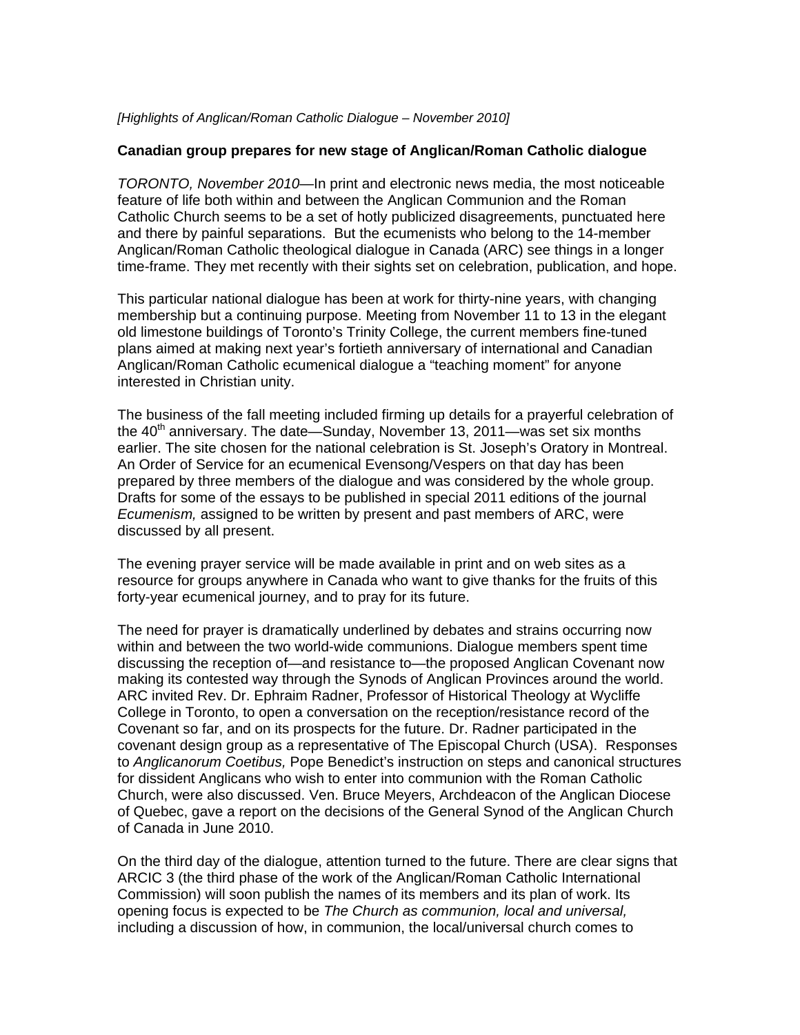*[Highlights of Anglican/Roman Catholic Dialogue – November 2010]*

**Canadian group prepares for new stage of Anglican/Roman Catholic dialogue**

*TORONTO, November 2010*—In print and electronic news media, the most noticeable feature of life both within and between the Anglican Communion and the Roman Catholic Church seems to be a set of hotly publicized disagreements, punctuated here and there by painful separations. But the ecumenists who belong to the 14-member Anglican/Roman Catholic theological dialogue in Canada (ARC) see things in a longer time-frame. They met recently with their sights set on celebration, publication, and hope.

This particular national dialogue has been at work for thirty-nine years, with changing membership but a continuing purpose. Meeting from November 11 to 13 in the elegant old limestone buildings of Toronto's Trinity College, the current members fine-tuned plans aimed at making next year's fortieth anniversary of international and Canadian Anglican/Roman Catholic ecumenical dialogue a "teaching moment" for anyone interested in Christian unity.

The business of the fall meeting included firming up details for a prayerful celebration of the 40th anniversary. The date—Sunday, November 13, 2011—was set six months earlier. The site chosen for the national celebration is St. Joseph's Oratory in Montreal. An Order of Service for an ecumenical Evensong/Vespers on that day has been prepared by three members of the dialogue and was considered by the whole group. Drafts for some of the essays to be published in special 2011 editions of the journal *Ecumenism,* assigned to be written by present and past members of ARC, were discussed by all present.

The evening prayer service will be made available in print and on web sites as a resource for groups anywhere in Canada who want to give thanks for the fruits of this forty-year ecumenical journey, and to pray for its future.

The need for prayer is dramatically underlined by debates and strains occurring now within and between the two world-wide communions. Dialogue members spent time discussing the reception of—and resistance to—the proposed Anglican Covenant now making its contested way through the Synods of Anglican Provinces around the world. ARC invited Rev. Dr. Ephraim Radner, Professor of Historical Theology at Wycliffe College in Toronto, to open a conversation on the reception/resistance record of the Covenant so far, and on its prospects for the future. Dr. Radner participated in the covenant design group as a representative of The Episcopal Church (USA). Responses to *Anglicanorum Coetibus,* Pope Benedict's instruction on steps and canonical structures for dissident Anglicans who wish to enter into communion with the Roman Catholic Church, were also discussed. Ven. Bruce Meyers, Archdeacon of the Anglican Diocese of Quebec, gave a report on the decisions of the General Synod of the Anglican Church of Canada in June 2010.

On the third day of the dialogue, attention turned to the future. There are clear signs that ARCIC 3 (the third phase of the work of the Anglican/Roman Catholic International Commission) will soon publish the names of its members and its plan of work. Its opening focus is expected to be *The Church as communion, local and universal,* including a discussion of how, in communion, the local/universal church comes to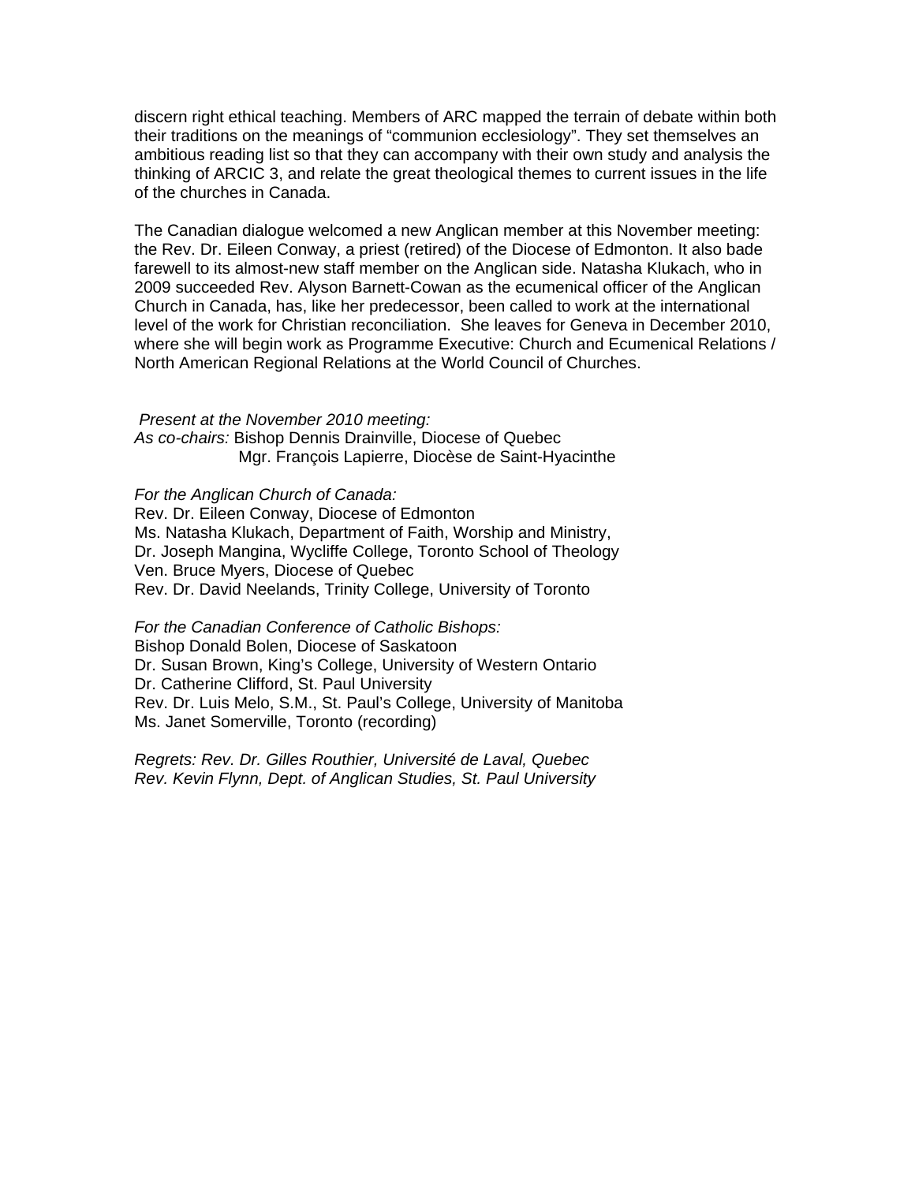discern right ethical teaching. Members of ARC mapped the terrain of debate within both their traditions on the meanings of "communion ecclesiology". They set themselves an ambitious reading list so that they can accompany with their own study and analysis the thinking of ARCIC 3, and relate the great theological themes to current issues in the life of the churches in Canada.

The Canadian dialogue welcomed a new Anglican member at this November meeting: the Rev. Dr. Eileen Conway, a priest (retired) of the Diocese of Edmonton. It also bade farewell to its almost-new staff member on the Anglican side. Natasha Klukach, who in 2009 succeeded Rev. Alyson Barnett-Cowan as the ecumenical officer of the Anglican Church in Canada, has, like her predecessor, been called to work at the international level of the work for Christian reconciliation. She leaves for Geneva in December 2010, where she will begin work as Programme Executive: Church and Ecumenical Relations / North American Regional Relations at the World Council of Churches.

*Present at the November 2010 meeting:*

*As co-chairs:* Bishop Dennis Drainville, Diocese of Quebec
Mgr. François Lapierre, Diocèse de Saint-Hyacinthe

*For the Anglican Church of Canada:*
Rev. Dr. Eileen Conway, Diocese of Edmonton
Ms. Natasha Klukach, Department of Faith, Worship and Ministry,
Dr. Joseph Mangina, Wycliffe College, Toronto School of Theology
Ven. Bruce Myers, Diocese of Quebec
Rev. Dr. David Neelands, Trinity College, University of Toronto

*For the Canadian Conference of Catholic Bishops:*
Bishop Donald Bolen, Diocese of Saskatoon
Dr. Susan Brown, King's College, University of Western Ontario
Dr. Catherine Clifford, St. Paul University
Rev. Dr. Luis Melo, S.M., St. Paul's College, University of Manitoba
Ms. Janet Somerville, Toronto (recording)

*Regrets: Rev. Dr. Gilles Routhier, Université de Laval, Quebec*
*Rev. Kevin Flynn, Dept. of Anglican Studies, St. Paul University*